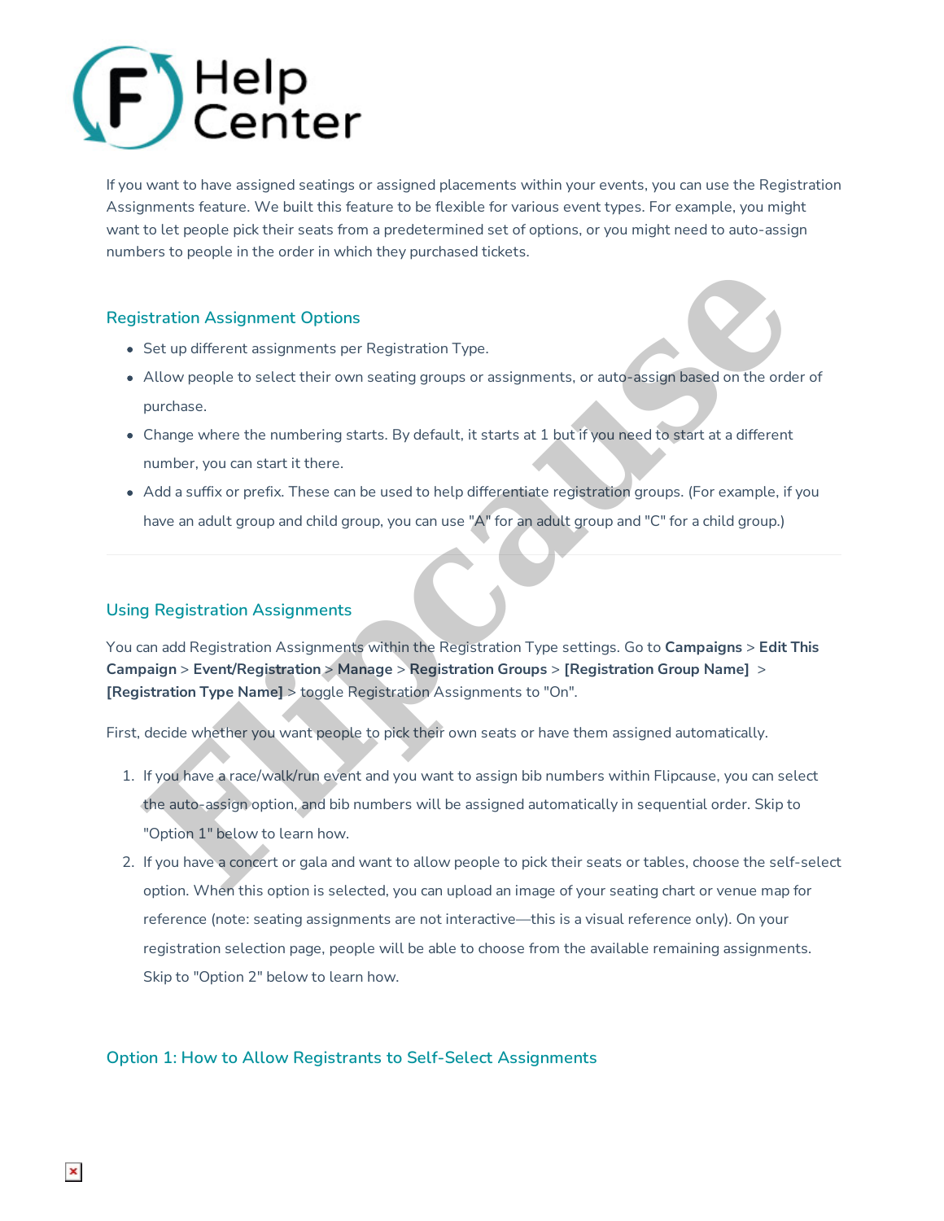If you want to have assigned seatings or assigned placements within your events, you can use the Registration Assignments feature. We built this feature to be flexible for various event types. For example, you might want to let people pick their seats from a predetermined set of options, or you might need to auto-assign numbers to people in the order in which they purchased tickets.

## Registration Assignment Options

- Set up different assignments per Registration Type.
- Allow people to select their own seating groups or assignments, or auto-assign based on the order of purchase.
- Change where the numbering starts. By default, it starts at 1 but if you need to start at a different number, you can start it there.
- Add a suffix or prefix. These can be used to help differentiate registration groups. (For example, if you have an adult group and child group, you can use "A" for an adult group and "C" for a child group.)

---

## Using Registration Assignments

You can add Registration Assignments within the Registration Type settings. Go to **Campaigns** > **Edit This Campaign** > **Event/Registration** > **Manage** > **Registration Groups** > **[Registration Group Name]** > **[Registration Type Name]** > toggle Registration Assignments to "On".

First, decide whether you want people to pick their own seats or have them assigned automatically.

1. If you have a race/walk/run event and you want to assign bib numbers within Flipcause, you can select the auto-assign option, and bib numbers will be assigned automatically in sequential order. Skip to "Option 1" below to learn how.
2. If you have a concert or gala and want to allow people to pick their seats or tables, choose the self-select option. When this option is selected, you can upload an image of your seating chart or venue map for reference (note: seating assignments are not interactive—this is a visual reference only). On your registration selection page, people will be able to choose from the available remaining assignments. Skip to "Option 2" below to learn how.

## Option 1: How to Allow Registrants to Self-Select Assignments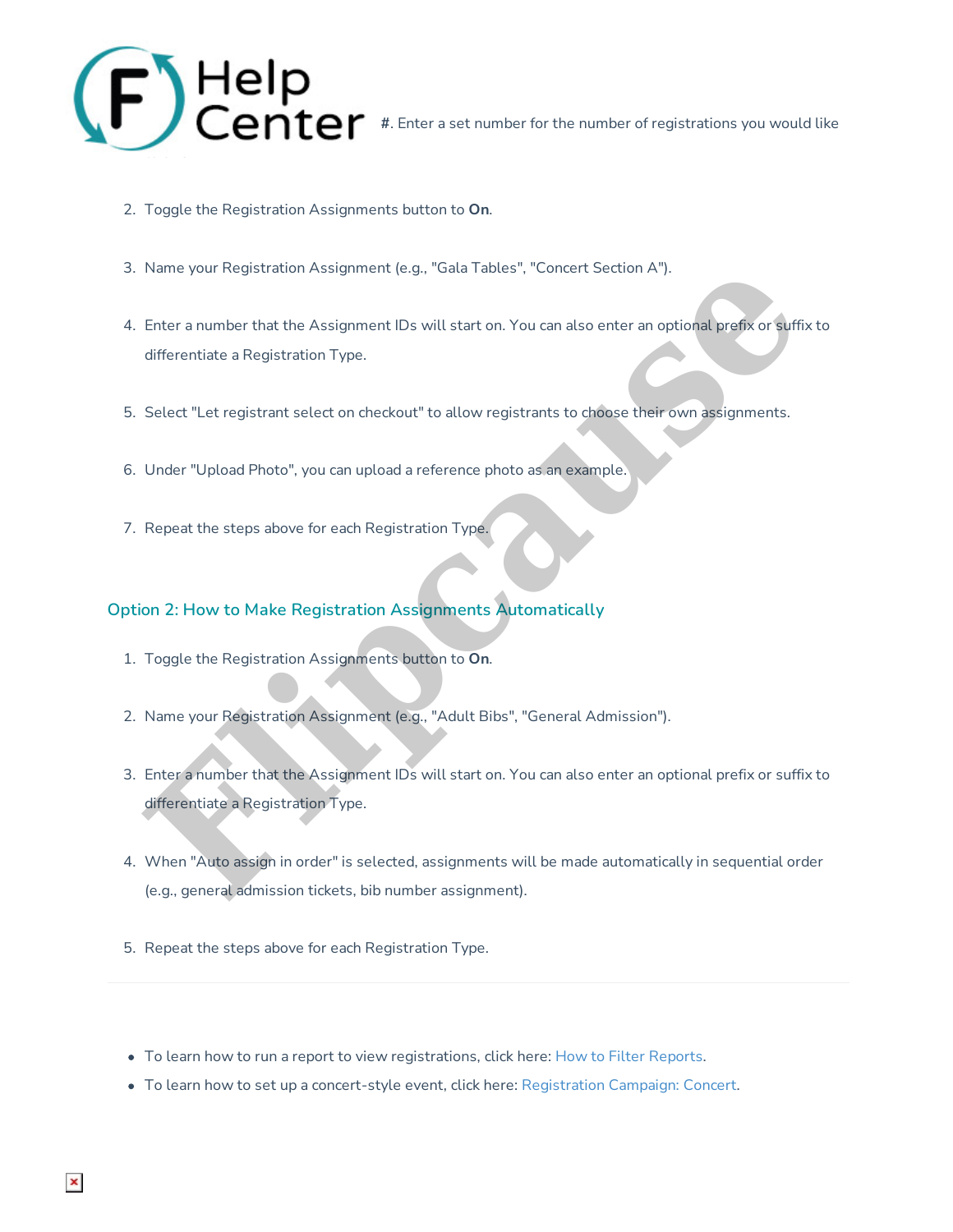#. Enter a set number for the number of registrations you would like

2. Toggle the Registration Assignments button to **On**.

3. Name your Registration Assignment (e.g., "Gala Tables", "Concert Section A").

4. Enter a number that the Assignment IDs will start on. You can also enter an optional prefix or suffix to differentiate a Registration Type.

5. Select "Let registrant select on checkout" to allow registrants to choose their own assignments.

6. Under "Upload Photo", you can upload a reference photo as an example.

7. Repeat the steps above for each Registration Type.

### Option 2: How to Make Registration Assignments Automatically

1. Toggle the Registration Assignments button to **On**.

2. Name your Registration Assignment (e.g., "Adult Bibs", "General Admission").

3. Enter a number that the Assignment IDs will start on. You can also enter an optional prefix or suffix to differentiate a Registration Type.

4. When "Auto assign in order" is selected, assignments will be made automatically in sequential order (e.g., general admission tickets, bib number assignment).

5. Repeat the steps above for each Registration Type.

---

- To learn how to run a report to view registrations, click here: How to Filter Reports.
- To learn how to set up a concert-style event, click here: Registration Campaign: Concert.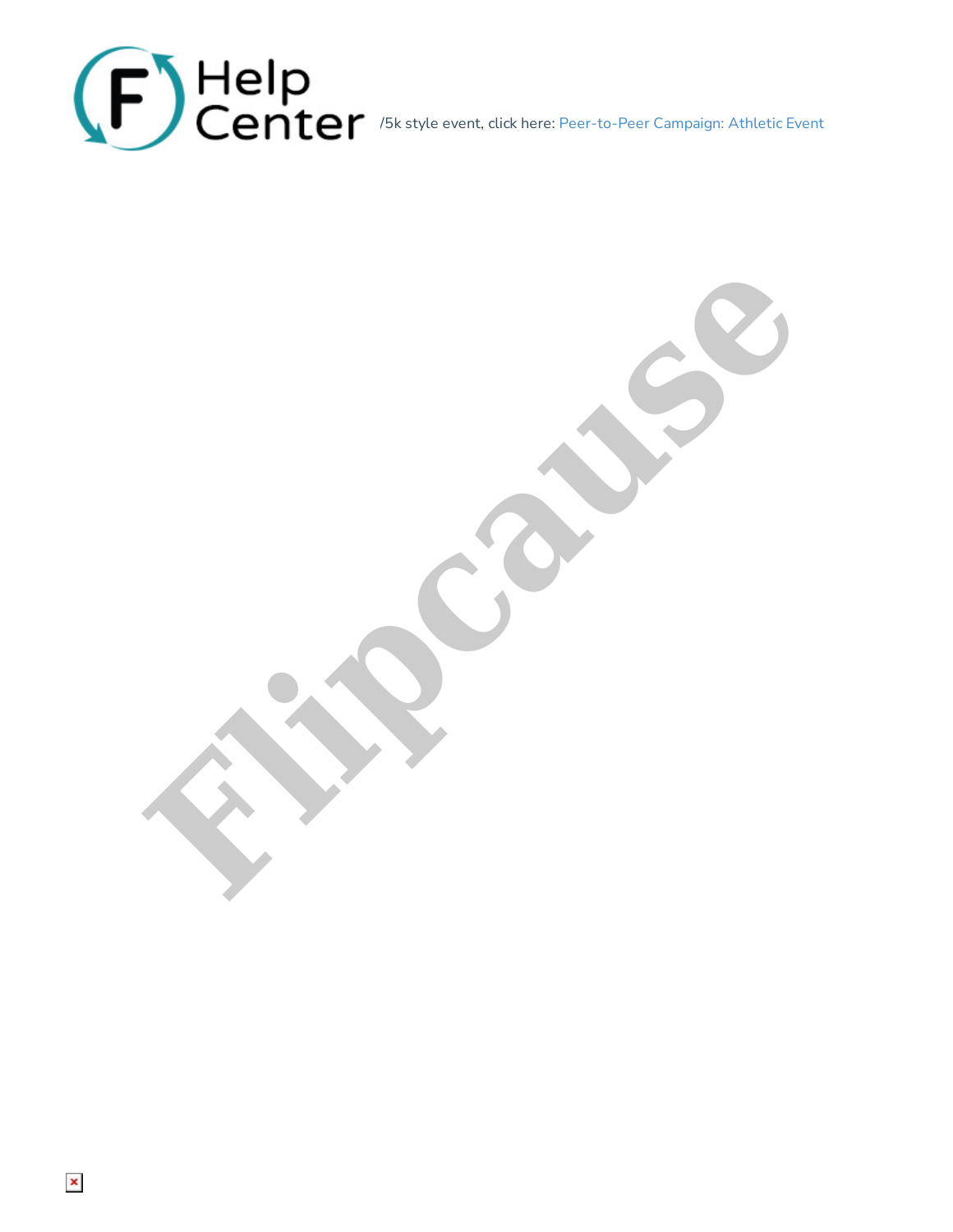/5k style event, click here: Peer-to-Peer Campaign: Athletic Event